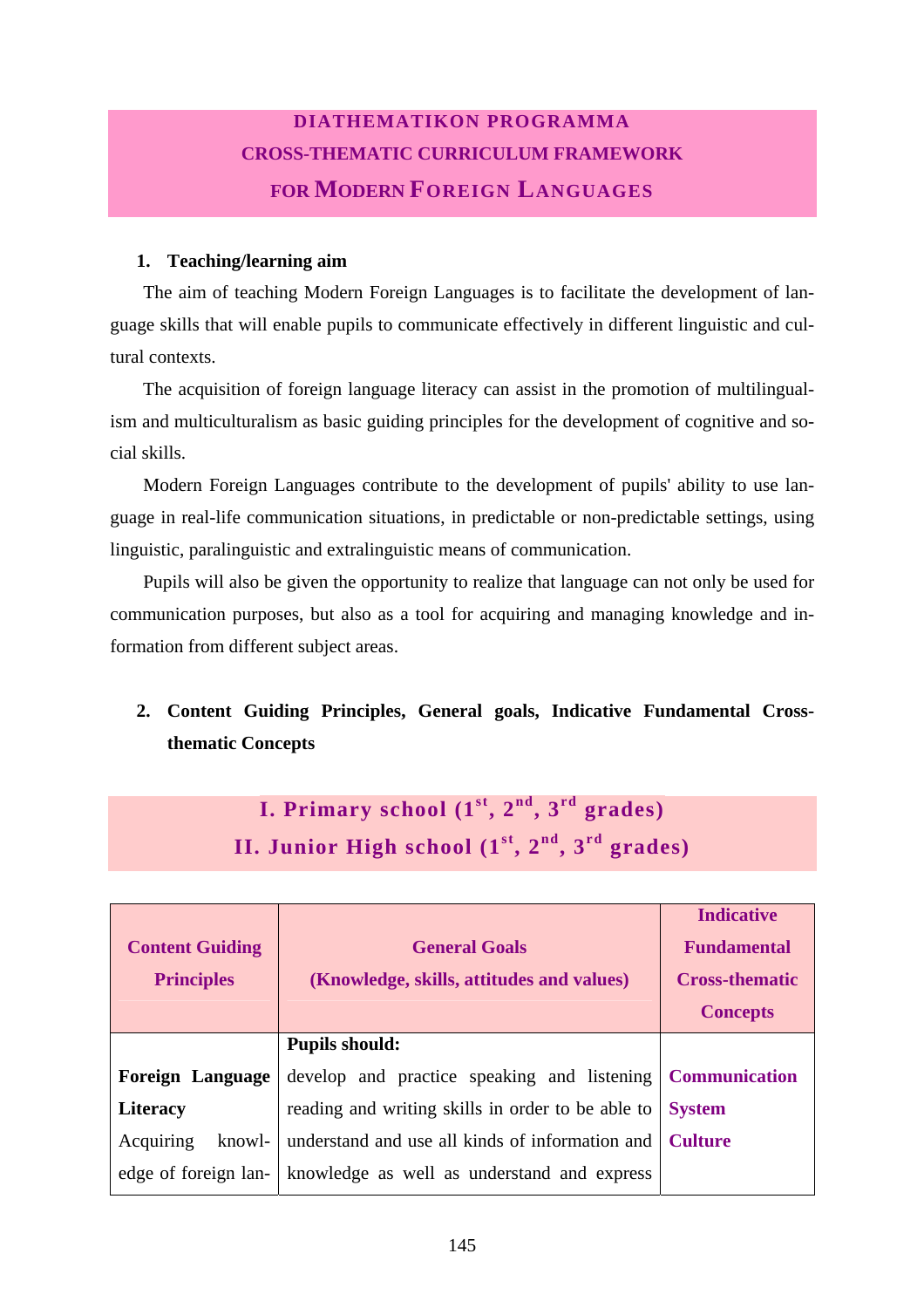# DIATHEMATIKON PROGRAMMA
# CROSS-THEMATIC CURRICULUM FRAMEWORK
# FOR MODERN FOREIGN LANGUAGES

## 1. Teaching/learning aim

The aim of teaching Modern Foreign Languages is to facilitate the development of language skills that will enable pupils to communicate effectively in different linguistic and cultural contexts.

The acquisition of foreign language literacy can assist in the promotion of multilingualism and multiculturalism as basic guiding principles for the development of cognitive and social skills.

Modern Foreign Languages contribute to the development of pupils' ability to use language in real-life communication situations, in predictable or non-predictable settings, using linguistic, paralinguistic and extralinguistic means of communication.

Pupils will also be given the opportunity to realize that language can not only be used for communication purposes, but also as a tool for acquiring and managing knowledge and information from different subject areas.

## 2. Content Guiding Principles, General goals, Indicative Fundamental Cross-thematic Concepts

### I. Primary school (1st, 2nd, 3rd grades)
### II. Junior High school (1st, 2nd, 3rd grades)

| Content Guiding Principles | General Goals (Knowledge, skills, attitudes and values) | Indicative Fundamental Cross-thematic Concepts |
|---|---|---|
| **Foreign Language Literacy** Acquiring knowledge of foreign lan- | **Pupils should:** develop and practice speaking and listening reading and writing skills in order to be able to understand and use all kinds of information and knowledge as well as understand and express | **Communication** **System** **Culture** |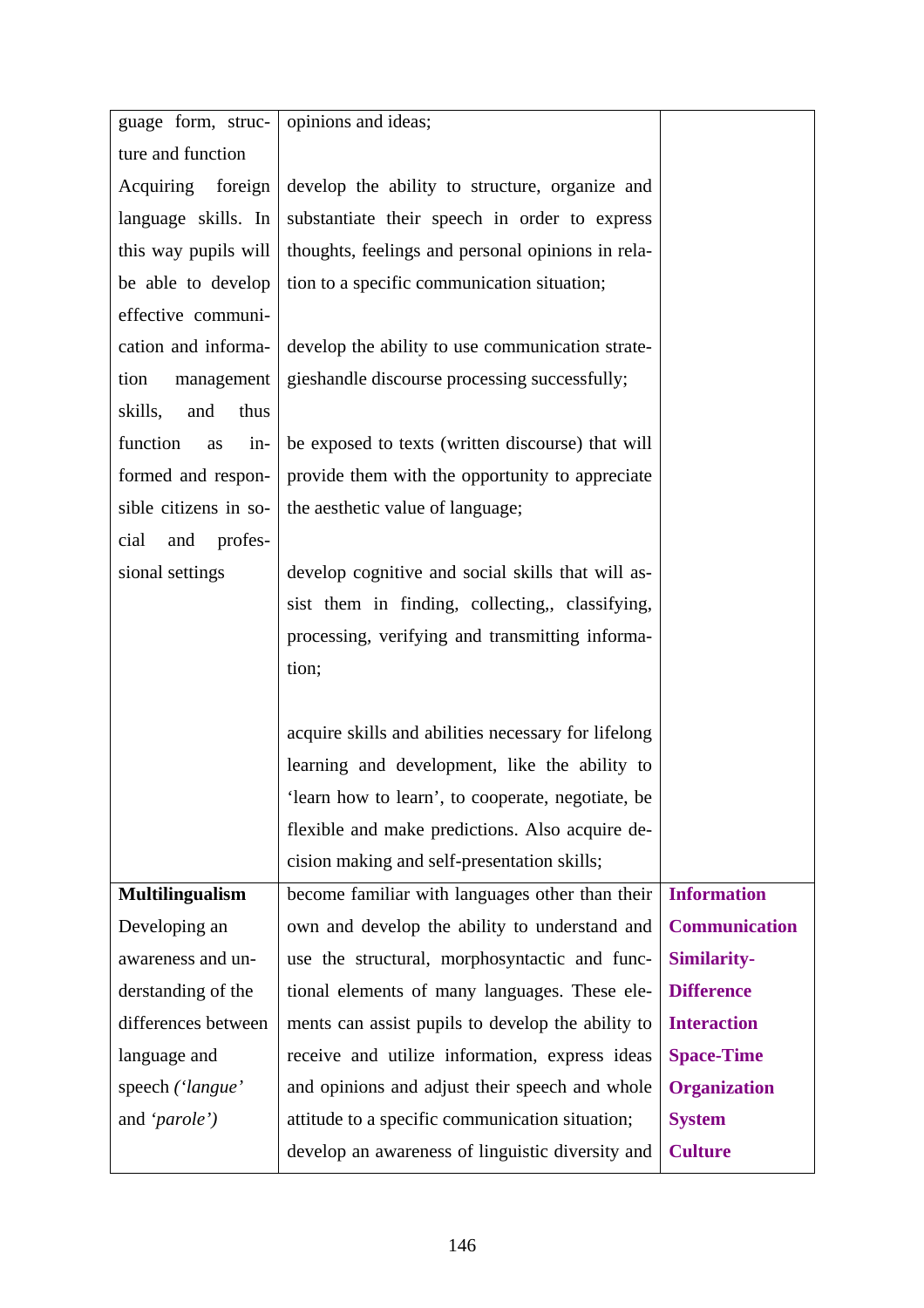| | | |
|---|---|---|
| guage form, structure and function<br>Acquiring foreign language skills. In this way pupils will be able to develop effective communication and information management skills, and thus function as informed and responsible citizens in social and professional settings | opinions and ideas;<br><br>develop the ability to structure, organize and substantiate their speech in order to express thoughts, feelings and personal opinions in relation to a specific communication situation;<br><br>develop the ability to use communication strategieshandle discourse processing successfully;<br><br>be exposed to texts (written discourse) that will provide them with the opportunity to appreciate the aesthetic value of language;<br><br>develop cognitive and social skills that will assist them in finding, collecting,, classifying, processing, verifying and transmitting information;<br><br>acquire skills and abilities necessary for lifelong learning and development, like the ability to 'learn how to learn', to cooperate, negotiate, be flexible and make predictions. Also acquire decision making and self-presentation skills; | |
| **Multilingualism**<br>Developing an awareness and understanding of the differences between language and speech *('langue'* and *'parole')* | become familiar with languages other than their own and develop the ability to understand and use the structural, morphosyntactic and functional elements of many languages. These elements can assist pupils to develop the ability to receive and utilize information, express ideas and opinions and adjust their speech and whole attitude to a specific communication situation;<br>develop an awareness of linguistic diversity and | **Information**<br>**Communication**<br>**Similarity-Difference**<br>**Interaction**<br>**Space-Time**<br>**Organization**<br>**System**<br>**Culture** |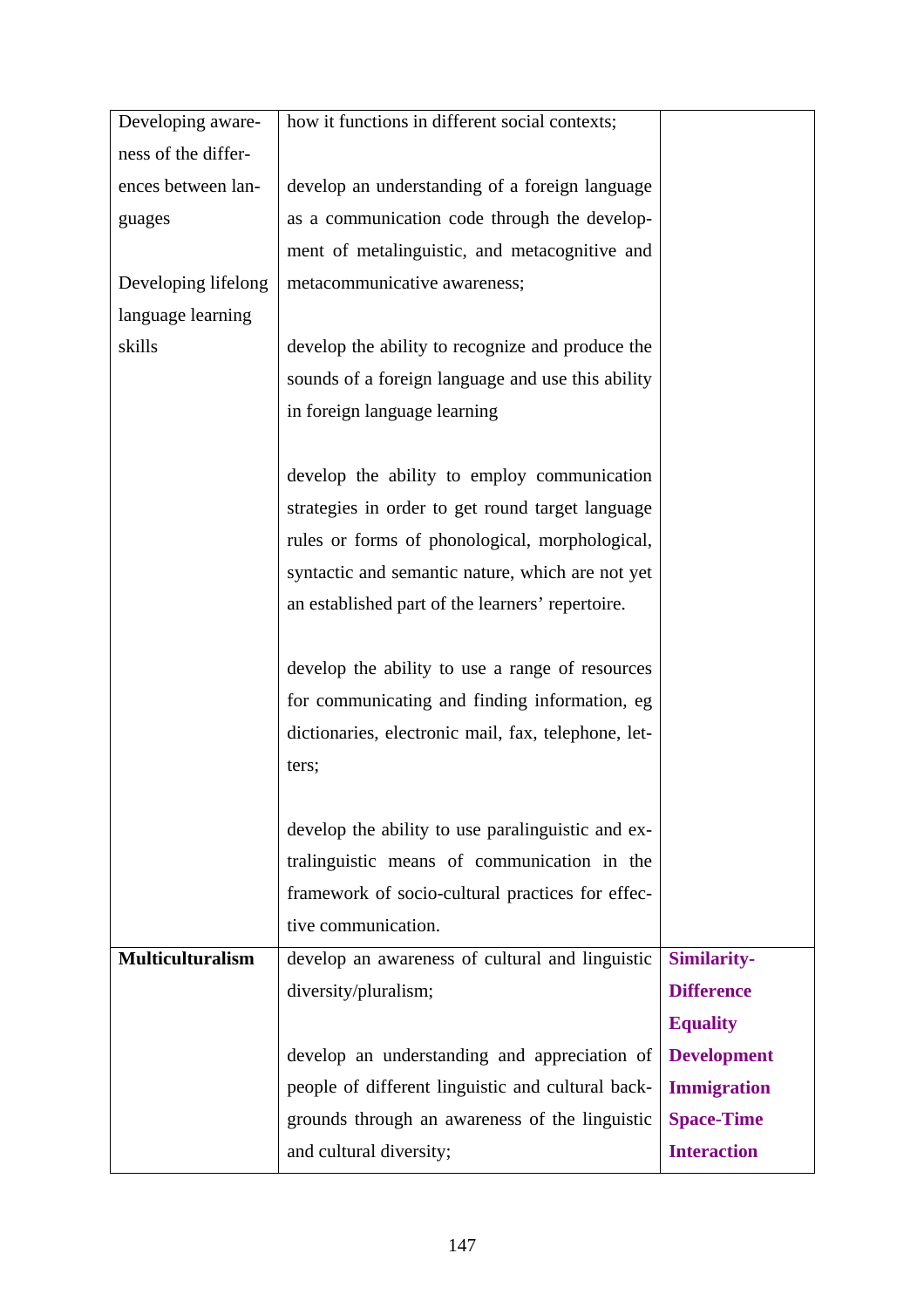| | | |
|---|---|---|
| Developing awareness of the differences between languages<br><br>Developing lifelong language learning skills | how it functions in different social contexts;<br><br>develop an understanding of a foreign language as a communication code through the development of metalinguistic, and metacognitive and metacommunicative awareness;<br><br>develop the ability to recognize and produce the sounds of a foreign language and use this ability in foreign language learning<br><br>develop the ability to employ communication strategies in order to get round target language rules or forms of phonological, morphological, syntactic and semantic nature, which are not yet an established part of the learners' repertoire.<br><br>develop the ability to use a range of resources for communicating and finding information, eg dictionaries, electronic mail, fax, telephone, letters;<br><br>develop the ability to use paralinguistic and extralinguistic means of communication in the framework of socio-cultural practices for effective communication. | |
| **Multiculturalism** | develop an awareness of cultural and linguistic diversity/pluralism;<br><br>develop an understanding and appreciation of people of different linguistic and cultural backgrounds through an awareness of the linguistic and cultural diversity; | **Similarity-Difference**<br>**Equality**<br>**Development**<br>**Immigration**<br>**Space-Time**<br>**Interaction** |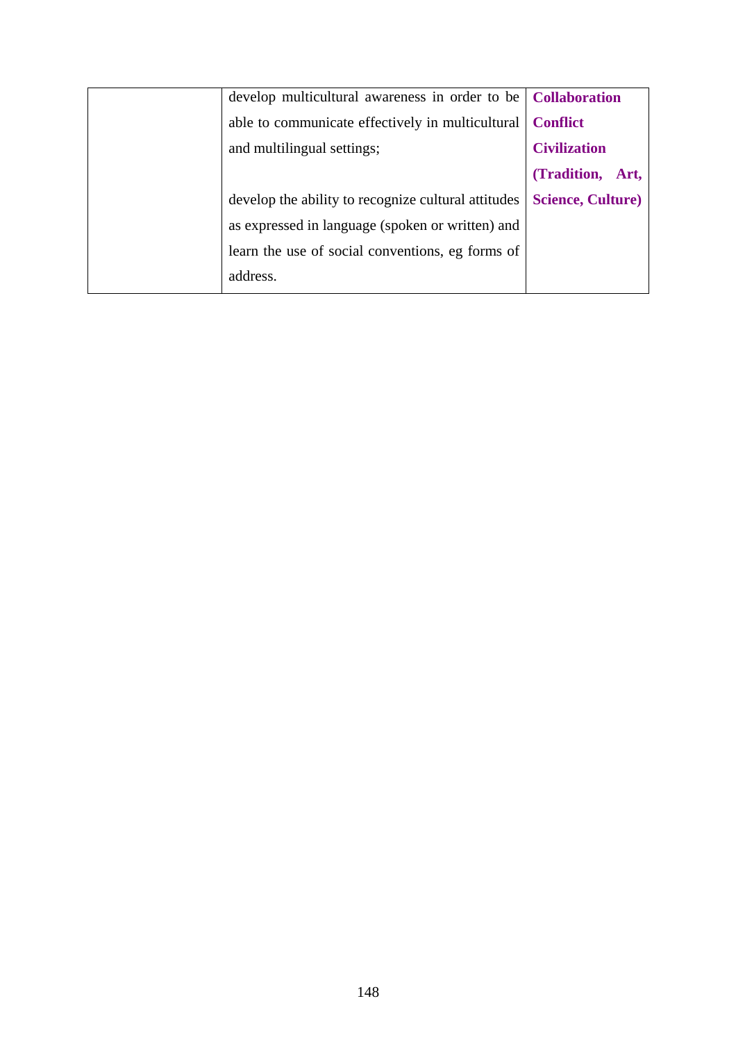| | | |
|---|---|---|
| | develop multicultural awareness in order to be able to communicate effectively in multicultural and multilingual settings;<br><br>develop the ability to recognize cultural attitudes as expressed in language (spoken or written) and learn the use of social conventions, eg forms of address. | **Collaboration**<br>**Conflict**<br>**Civilization (Tradition, Art, Science, Culture)** |